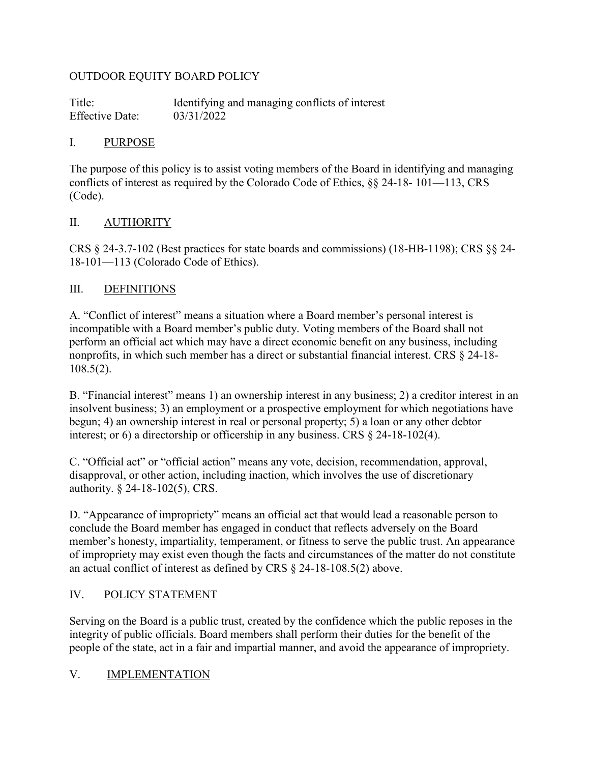# OUTDOOR EQUITY BOARD POLICY

Title: Identifying and managing conflicts of interest
Effective Date: 03/31/2022

## I. PURPOSE

The purpose of this policy is to assist voting members of the Board in identifying and managing conflicts of interest as required by the Colorado Code of Ethics, §§ 24-18- 101—113, CRS (Code).

## II. AUTHORITY

CRS § 24-3.7-102 (Best practices for state boards and commissions) (18-HB-1198); CRS §§ 24-18-101—113 (Colorado Code of Ethics).

## III. DEFINITIONS

A. "Conflict of interest" means a situation where a Board member's personal interest is incompatible with a Board member's public duty. Voting members of the Board shall not perform an official act which may have a direct economic benefit on any business, including nonprofits, in which such member has a direct or substantial financial interest. CRS § 24-18-108.5(2).

B. "Financial interest" means 1) an ownership interest in any business; 2) a creditor interest in an insolvent business; 3) an employment or a prospective employment for which negotiations have begun; 4) an ownership interest in real or personal property; 5) a loan or any other debtor interest; or 6) a directorship or officership in any business. CRS § 24-18-102(4).

C. "Official act" or "official action" means any vote, decision, recommendation, approval, disapproval, or other action, including inaction, which involves the use of discretionary authority. § 24-18-102(5), CRS.

D. "Appearance of impropriety" means an official act that would lead a reasonable person to conclude the Board member has engaged in conduct that reflects adversely on the Board member's honesty, impartiality, temperament, or fitness to serve the public trust. An appearance of impropriety may exist even though the facts and circumstances of the matter do not constitute an actual conflict of interest as defined by CRS § 24-18-108.5(2) above.

## IV. POLICY STATEMENT

Serving on the Board is a public trust, created by the confidence which the public reposes in the integrity of public officials. Board members shall perform their duties for the benefit of the people of the state, act in a fair and impartial manner, and avoid the appearance of impropriety.

## V. IMPLEMENTATION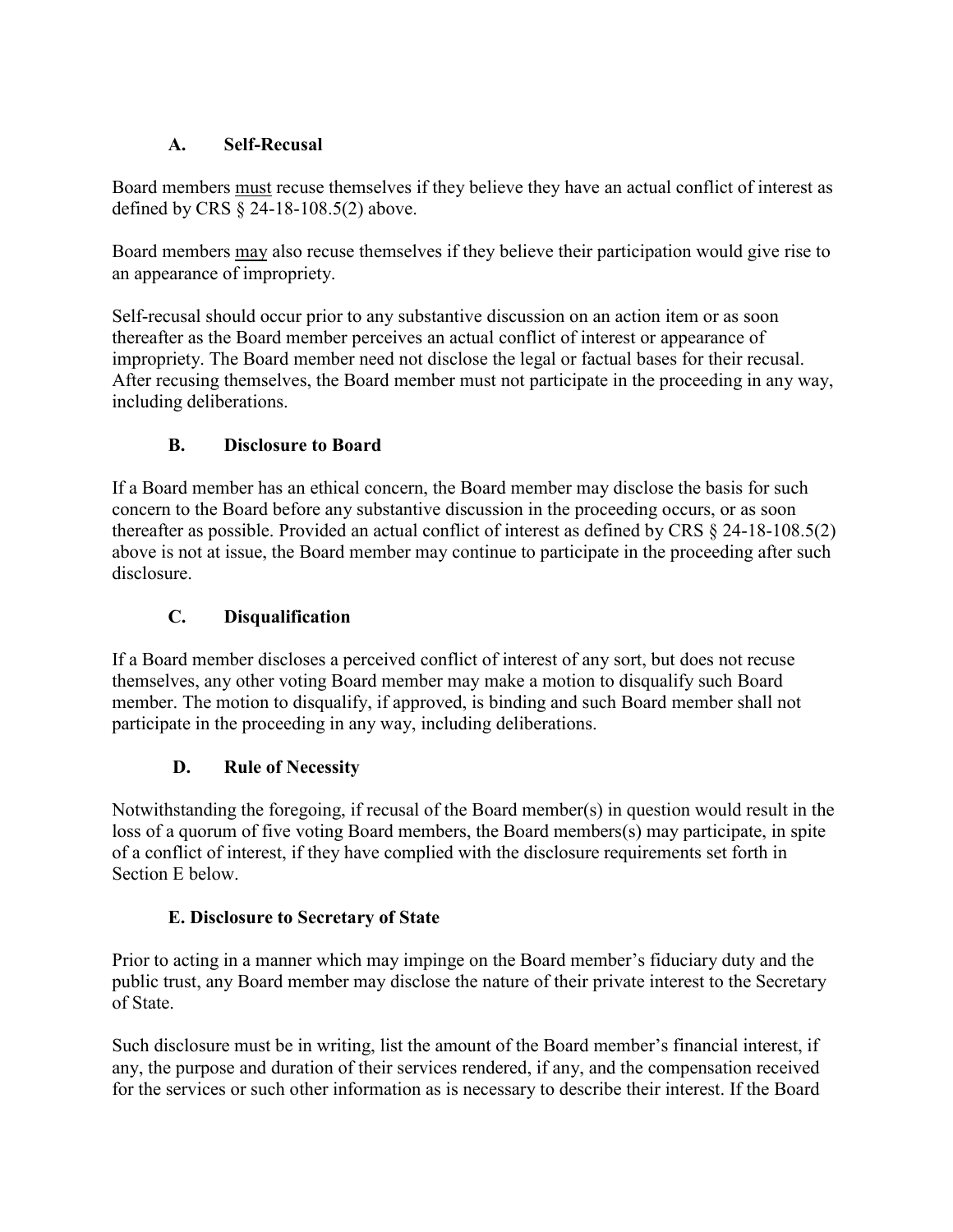### A. Self-Recusal

Board members <u>must</u> recuse themselves if they believe they have an actual conflict of interest as defined by CRS § 24-18-108.5(2) above.

Board members <u>may</u> also recuse themselves if they believe their participation would give rise to an appearance of impropriety.

Self-recusal should occur prior to any substantive discussion on an action item or as soon thereafter as the Board member perceives an actual conflict of interest or appearance of impropriety. The Board member need not disclose the legal or factual bases for their recusal. After recusing themselves, the Board member must not participate in the proceeding in any way, including deliberations.

### B. Disclosure to Board

If a Board member has an ethical concern, the Board member may disclose the basis for such concern to the Board before any substantive discussion in the proceeding occurs, or as soon thereafter as possible. Provided an actual conflict of interest as defined by CRS § 24-18-108.5(2) above is not at issue, the Board member may continue to participate in the proceeding after such disclosure.

### C. Disqualification

If a Board member discloses a perceived conflict of interest of any sort, but does not recuse themselves, any other voting Board member may make a motion to disqualify such Board member. The motion to disqualify, if approved, is binding and such Board member shall not participate in the proceeding in any way, including deliberations.

### D. Rule of Necessity

Notwithstanding the foregoing, if recusal of the Board member(s) in question would result in the loss of a quorum of five voting Board members, the Board members(s) may participate, in spite of a conflict of interest, if they have complied with the disclosure requirements set forth in Section E below.

### E. Disclosure to Secretary of State

Prior to acting in a manner which may impinge on the Board member's fiduciary duty and the public trust, any Board member may disclose the nature of their private interest to the Secretary of State.

Such disclosure must be in writing, list the amount of the Board member's financial interest, if any, the purpose and duration of their services rendered, if any, and the compensation received for the services or such other information as is necessary to describe their interest. If the Board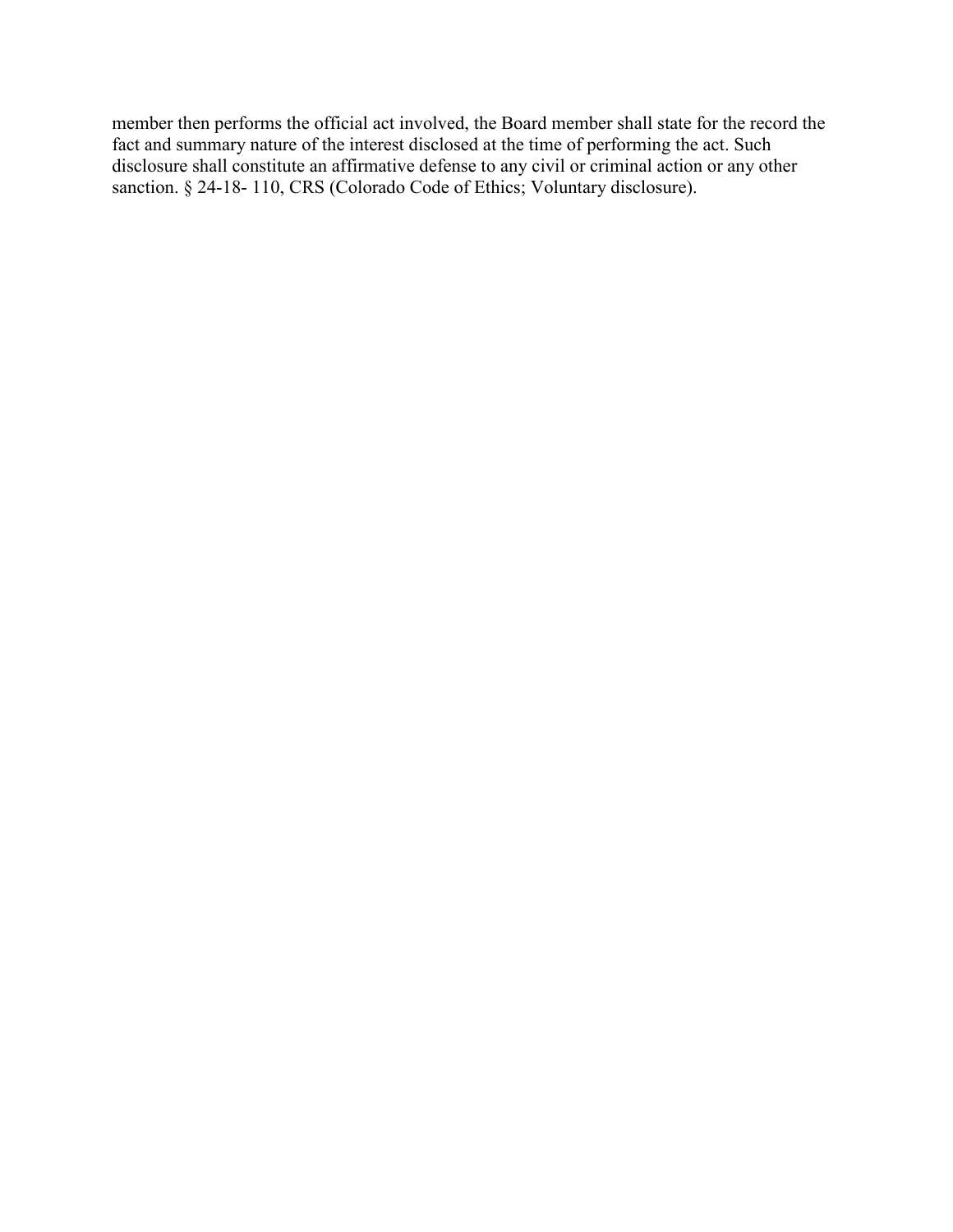member then performs the official act involved, the Board member shall state for the record the fact and summary nature of the interest disclosed at the time of performing the act. Such disclosure shall constitute an affirmative defense to any civil or criminal action or any other sanction. § 24-18- 110, CRS (Colorado Code of Ethics; Voluntary disclosure).